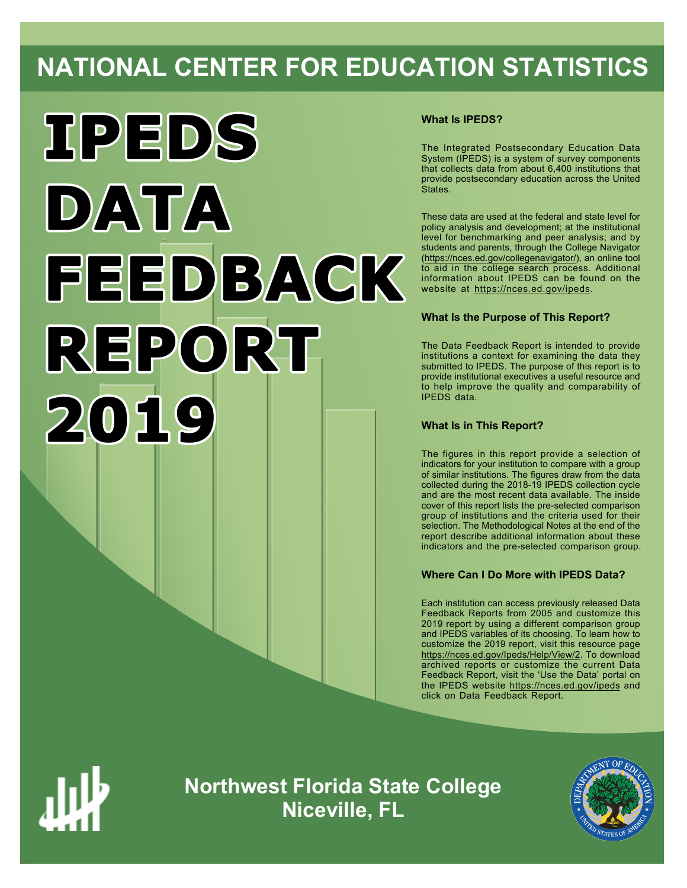# NATIONAL CENTER FOR EDUCATION STATISTICS

# IPEDS DATA FEEDBACK REPORT 2019

### What Is IPEDS?

The Integrated Postsecondary Education Data System (IPEDS) is a system of survey components that collects data from about 6,400 institutions that provide postsecondary education across the United States.

These data are used at the federal and state level for policy analysis and development; at the institutional level for benchmarking and peer analysis; and by students and parents, through the College Navigator (https://nces.ed.gov/collegenavigator/), an online tool to aid in the college search process. Additional information about IPEDS can be found on the website at https://nces.ed.gov/ipeds.

### What Is the Purpose of This Report?

The Data Feedback Report is intended to provide institutions a context for examining the data they submitted to IPEDS. The purpose of this report is to provide institutional executives a useful resource and to help improve the quality and comparability of IPEDS data.

### What Is in This Report?

The figures in this report provide a selection of indicators for your institution to compare with a group of similar institutions. The figures draw from the data collected during the 2018-19 IPEDS collection cycle and are the most recent data available. The inside cover of this report lists the pre-selected comparison group of institutions and the criteria used for their selection. The Methodological Notes at the end of the report describe additional information about these indicators and the pre-selected comparison group.

### Where Can I Do More with IPEDS Data?

Each institution can access previously released Data Feedback Reports from 2005 and customize this 2019 report by using a different comparison group and IPEDS variables of its choosing. To learn how to customize the 2019 report, visit this resource page https://nces.ed.gov/Ipeds/Help/View/2. To download archived reports or customize the current Data Feedback Report, visit the 'Use the Data' portal on the IPEDS website https://nces.ed.gov/ipeds and click on Data Feedback Report.

**Northwest Florida State College**
**Niceville, FL**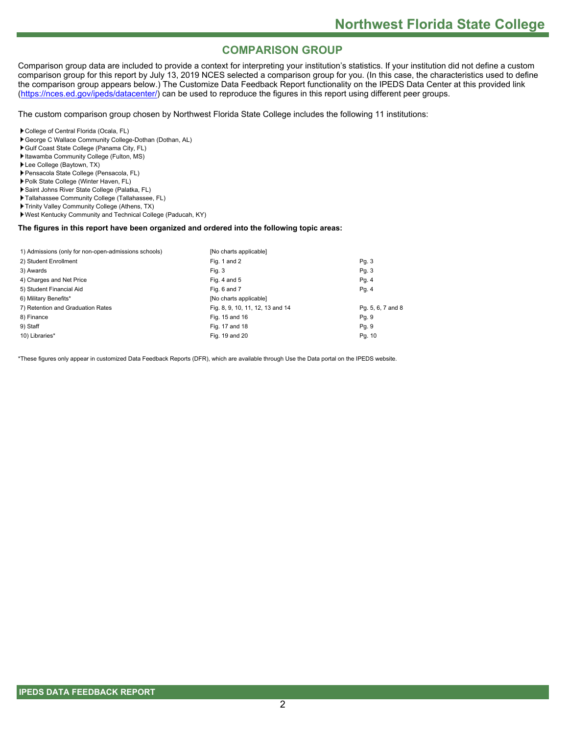## COMPARISON GROUP

Comparison group data are included to provide a context for interpreting your institution's statistics. If your institution did not define a custom comparison group for this report by July 13, 2019 NCES selected a comparison group for you. (In this case, the characteristics used to define the comparison group appears below.) The Customize Data Feedback Report functionality on the IPEDS Data Center at this provided link (https://nces.ed.gov/ipeds/datacenter/) can be used to reproduce the figures in this report using different peer groups.

The custom comparison group chosen by Northwest Florida State College includes the following 11 institutions:

- College of Central Florida (Ocala, FL)
- George C Wallace Community College-Dothan (Dothan, AL)
- Gulf Coast State College (Panama City, FL)
- Itawamba Community College (Fulton, MS)
- Lee College (Baytown, TX)
- Pensacola State College (Pensacola, FL)
- Polk State College (Winter Haven, FL)
- Saint Johns River State College (Palatka, FL)
- Tallahassee Community College (Tallahassee, FL)
- Trinity Valley Community College (Athens, TX)
- West Kentucky Community and Technical College (Paducah, KY)

**The figures in this report have been organized and ordered into the following topic areas:**

| Topic area | Figures | Pages |
|---|---|---|
| 1) Admissions (only for non-open-admissions schools) | [No charts applicable] | |
| 2) Student Enrollment | Fig. 1 and 2 | Pg. 3 |
| 3) Awards | Fig. 3 | Pg. 3 |
| 4) Charges and Net Price | Fig. 4 and 5 | Pg. 4 |
| 5) Student Financial Aid | Fig. 6 and 7 | Pg. 4 |
| 6) Military Benefits* | [No charts applicable] | |
| 7) Retention and Graduation Rates | Fig. 8, 9, 10, 11, 12, 13 and 14 | Pg. 5, 6, 7 and 8 |
| 8) Finance | Fig. 15 and 16 | Pg. 9 |
| 9) Staff | Fig. 17 and 18 | Pg. 9 |
| 10) Libraries* | Fig. 19 and 20 | Pg. 10 |

*These figures only appear in customized Data Feedback Reports (DFR), which are available through Use the Data portal on the IPEDS website.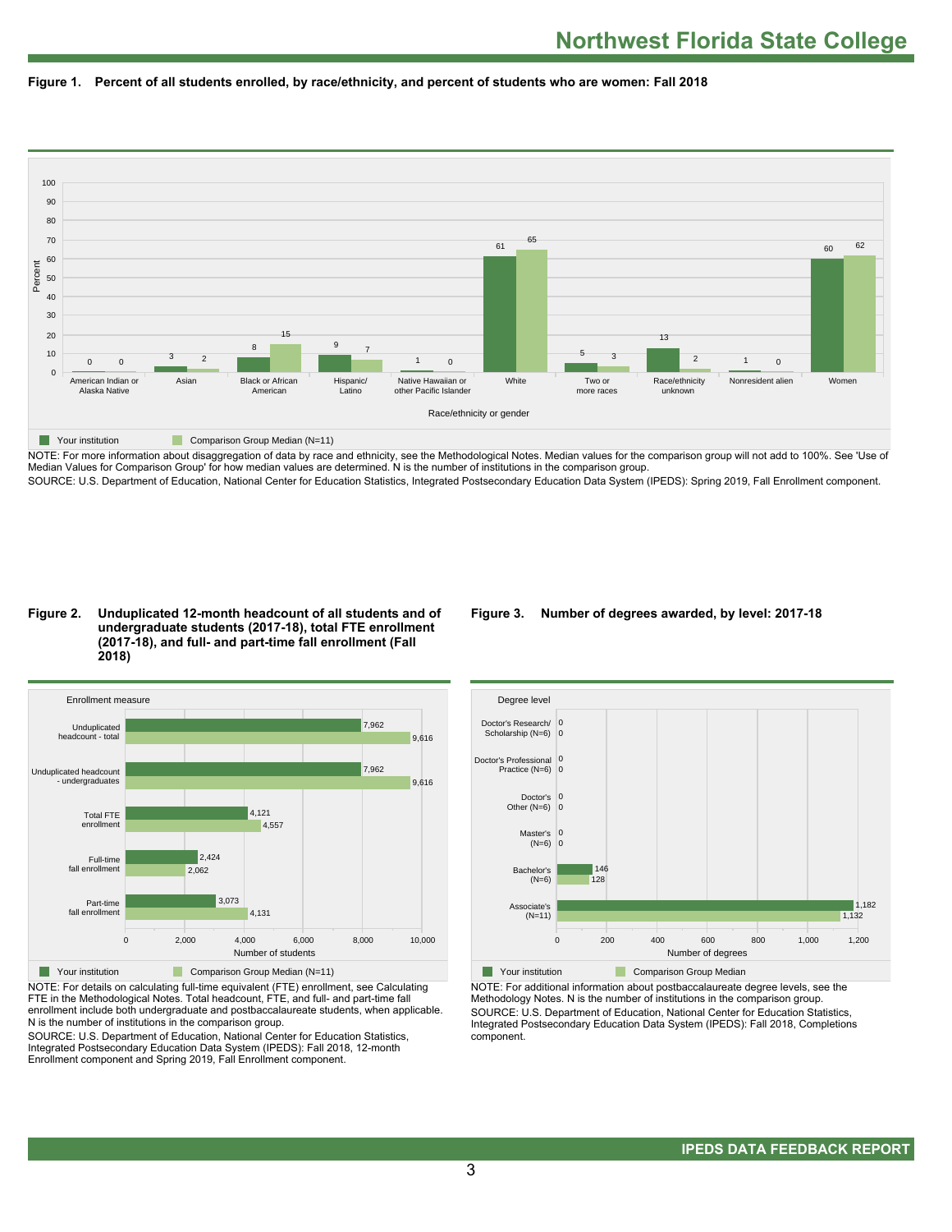# Northwest Florida State College

**Figure 1. Percent of all students enrolled, by race/ethnicity, and percent of students who are women: Fall 2018**

| Race/ethnicity or gender | Your institution | Comparison Group Median (N=11) |
| --- | --- | --- |
| American Indian or Alaska Native | 0 | 0 |
| Asian | 3 | 2 |
| Black or African American | 8 | 15 |
| Hispanic/ Latino | 9 | 7 |
| Native Hawaiian or other Pacific Islander | 1 | 0 |
| White | 61 | 65 |
| Two or more races | 5 | 3 |
| Race/ethnicity unknown | 13 | 2 |
| Nonresident alien | 1 | 0 |
| Women | 60 | 62 |

NOTE: For more information about disaggregation of data by race and ethnicity, see the Methodological Notes. Median values for the comparison group will not add to 100%. See 'Use of Median Values for Comparison Group' for how median values are determined. N is the number of institutions in the comparison group.

SOURCE: U.S. Department of Education, National Center for Education Statistics, Integrated Postsecondary Education Data System (IPEDS): Spring 2019, Fall Enrollment component.

**Figure 2. Unduplicated 12-month headcount of all students and of undergraduate students (2017-18), total FTE enrollment (2017-18), and full- and part-time fall enrollment (Fall 2018)**

| Enrollment measure | Your institution | Comparison Group Median (N=11) |
| --- | --- | --- |
| Unduplicated headcount - total | 7,962 | 9,616 |
| Unduplicated headcount - undergraduates | 7,962 | 9,616 |
| Total FTE enrollment | 4,121 | 4,557 |
| Full-time fall enrollment | 2,424 | 2,062 |
| Part-time fall enrollment | 3,073 | 4,131 |

NOTE: For details on calculating full-time equivalent (FTE) enrollment, see Calculating FTE in the Methodological Notes. Total headcount, FTE, and full- and part-time fall enrollment include both undergraduate and postbaccalaureate students, when applicable. N is the number of institutions in the comparison group.

SOURCE: U.S. Department of Education, National Center for Education Statistics, Integrated Postsecondary Education Data System (IPEDS): Fall 2018, 12-month Enrollment component and Spring 2019, Fall Enrollment component.

**Figure 3. Number of degrees awarded, by level: 2017-18**

| Degree level | Your institution | Comparison Group Median |
| --- | --- | --- |
| Doctor's Research/ Scholarship (N=6) | 0 | 0 |
| Doctor's Professional Practice (N=6) | 0 | 0 |
| Doctor's Other (N=6) | 0 | 0 |
| Master's (N=6) | 0 | 0 |
| Bachelor's (N=6) | 146 | 128 |
| Associate's (N=11) | 1,182 | 1,132 |

NOTE: For additional information about postbaccalaureate degree levels, see the Methodology Notes. N is the number of institutions in the comparison group.

SOURCE: U.S. Department of Education, National Center for Education Statistics, Integrated Postsecondary Education Data System (IPEDS): Fall 2018, Completions component.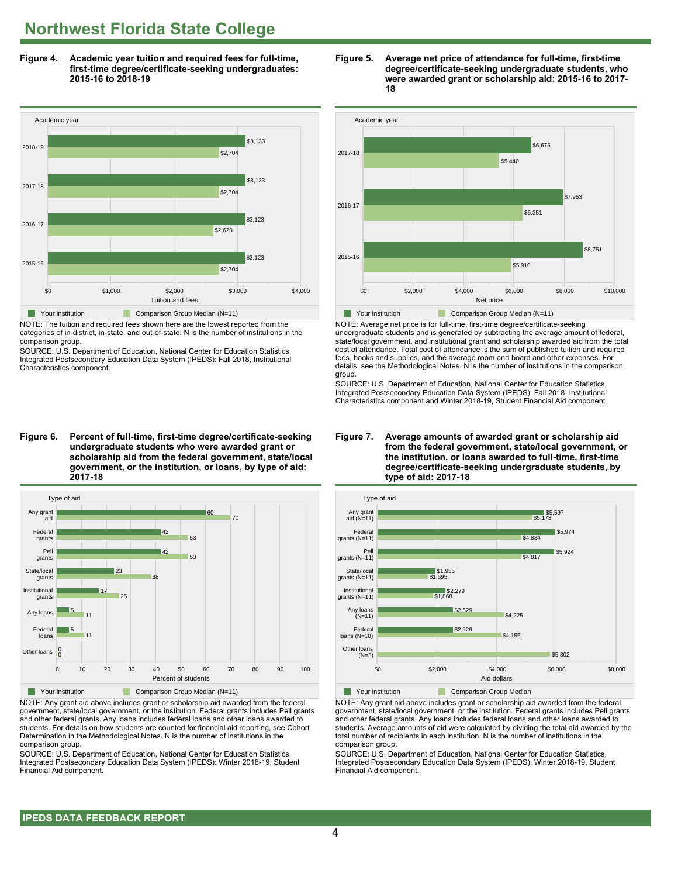# Northwest Florida State College

**Figure 4. Academic year tuition and required fees for full-time, first-time degree/certificate-seeking undergraduates: 2015-16 to 2018-19**

| Academic year | Your institution | Comparison Group Median (N=11) |
|---|---|---|
| 2018-19 | $3,133 | $2,704 |
| 2017-18 | $3,133 | $2,704 |
| 2016-17 | $3,123 | $2,620 |
| 2015-16 | $3,123 | $2,704 |

NOTE: The tuition and required fees shown here are the lowest reported from the categories of in-district, in-state, and out-of-state. N is the number of institutions in the comparison group.

SOURCE: U.S. Department of Education, National Center for Education Statistics, Integrated Postsecondary Education Data System (IPEDS): Fall 2018, Institutional Characteristics component.

**Figure 5. Average net price of attendance for full-time, first-time degree/certificate-seeking undergraduate students, who were awarded grant or scholarship aid: 2015-16 to 2017-18**

| Academic year | Your institution | Comparison Group Median (N=11) |
|---|---|---|
| 2017-18 | $6,675 | $5,440 |
| 2016-17 | $7,963 | $6,351 |
| 2015-16 | $8,751 | $5,910 |

NOTE: Average net price is for full-time, first-time degree/certificate-seeking undergraduate students and is generated by subtracting the average amount of federal, state/local government, and institutional grant and scholarship awarded aid from the total cost of attendance. Total cost of attendance is the sum of published tuition and required fees, books and supplies, and the average room and board and other expenses. For details, see the Methodological Notes. N is the number of institutions in the comparison group.

SOURCE: U.S. Department of Education, National Center for Education Statistics, Integrated Postsecondary Education Data System (IPEDS): Fall 2018, Institutional Characteristics component and Winter 2018-19, Student Financial Aid component.

**Figure 6. Percent of full-time, first-time degree/certificate-seeking undergraduate students who were awarded grant or scholarship aid from the federal government, state/local government, or the institution, or loans, by type of aid: 2017-18**

| Type of aid | Your institution | Comparison Group Median (N=11) |
|---|---|---|
| Any grant aid | 60 | 70 |
| Federal grants | 42 | 53 |
| Pell grants | 42 | 53 |
| State/local grants | 23 | 38 |
| Institutional grants | 17 | 25 |
| Any loans | 5 | 11 |
| Federal loans | 5 | 11 |
| Other loans | 0 | 0 |

NOTE: Any grant aid above includes grant or scholarship aid awarded from the federal government, state/local government, or the institution. Federal grants includes Pell grants and other federal grants. Any loans includes federal loans and other loans awarded to students. For details on how students are counted for financial aid reporting, see Cohort Determination in the Methodological Notes. N is the number of institutions in the comparison group.

SOURCE: U.S. Department of Education, National Center for Education Statistics, Integrated Postsecondary Education Data System (IPEDS): Winter 2018-19, Student Financial Aid component.

**Figure 7. Average amounts of awarded grant or scholarship aid from the federal government, state/local government, or the institution, or loans awarded to full-time, first-time degree/certificate-seeking undergraduate students, by type of aid: 2017-18**

| Type of aid | Your institution | Comparison Group Median |
|---|---|---|
| Any grant aid (N=11) | $5,597 | $5,173 |
| Federal grants (N=11) | $5,974 | $4,834 |
| Pell grants (N=11) | $5,924 | $4,817 |
| State/local grants (N=11) | $1,955 | $1,695 |
| Institutional grants (N=11) | $2,279 | $1,868 |
| Any loans (N=11) | $2,529 | $4,225 |
| Federal loans (N=10) | $2,529 | $4,155 |
| Other loans (N=3) | | $5,802 |

NOTE: Any grant aid above includes grant or scholarship aid awarded from the federal government, state/local government, or the institution. Federal grants includes Pell grants and other federal grants. Any loans includes federal loans and other loans awarded to students. Average amounts of aid were calculated by dividing the total aid awarded by the total number of recipients in each institution. N is the number of institutions in the comparison group.

SOURCE: U.S. Department of Education, National Center for Education Statistics, Integrated Postsecondary Education Data System (IPEDS): Winter 2018-19, Student Financial Aid component.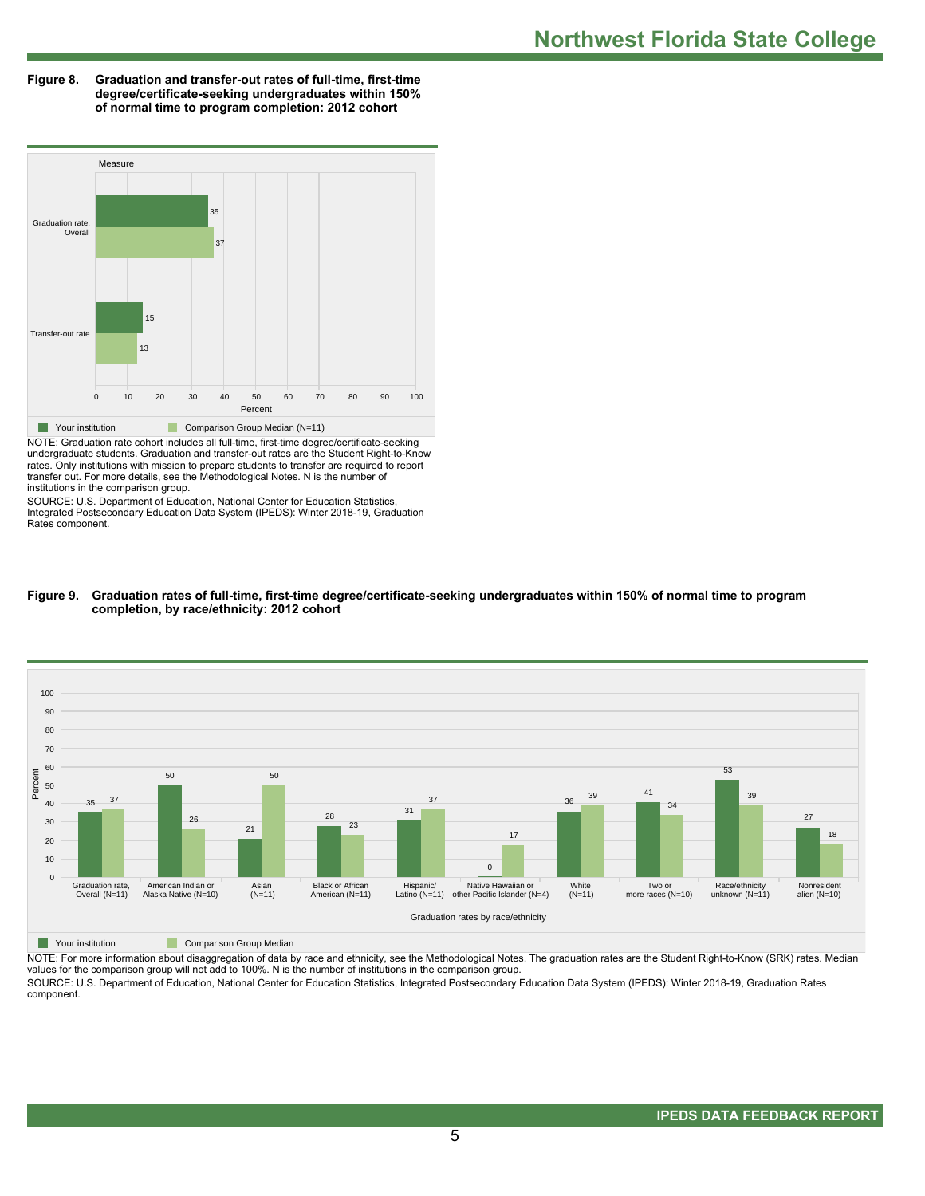**Figure 8. Graduation and transfer-out rates of full-time, first-time degree/certificate-seeking undergraduates within 150% of normal time to program completion: 2012 cohort**

| Measure | Your institution | Comparison Group Median (N=11) |
|---|---|---|
| Graduation rate, Overall | 35 | 37 |
| Transfer-out rate | 15 | 13 |

NOTE: Graduation rate cohort includes all full-time, first-time degree/certificate-seeking undergraduate students. Graduation and transfer-out rates are the Student Right-to-Know rates. Only institutions with mission to prepare students to transfer are required to report transfer out. For more details, see the Methodological Notes. N is the number of institutions in the comparison group.

SOURCE: U.S. Department of Education, National Center for Education Statistics, Integrated Postsecondary Education Data System (IPEDS): Winter 2018-19, Graduation Rates component.

**Figure 9. Graduation rates of full-time, first-time degree/certificate-seeking undergraduates within 150% of normal time to program completion, by race/ethnicity: 2012 cohort**

| Graduation rates by race/ethnicity | Your institution | Comparison Group Median |
|---|---|---|
| Graduation rate, Overall (N=11) | 35 | 37 |
| American Indian or Alaska Native (N=10) | 50 | 26 |
| Asian (N=11) | 21 | 50 |
| Black or African American (N=11) | 28 | 23 |
| Hispanic/ Latino (N=11) | 31 | 37 |
| Native Hawaiian or other Pacific Islander (N=4) | 0 | 17 |
| White (N=11) | 36 | 39 |
| Two or more races (N=10) | 41 | 34 |
| Race/ethnicity unknown (N=11) | 53 | 39 |
| Nonresident alien (N=10) | 27 | 18 |

NOTE: For more information about disaggregation of data by race and ethnicity, see the Methodological Notes. The graduation rates are the Student Right-to-Know (SRK) rates. Median values for the comparison group will not add to 100%. N is the number of institutions in the comparison group.

SOURCE: U.S. Department of Education, National Center for Education Statistics, Integrated Postsecondary Education Data System (IPEDS): Winter 2018-19, Graduation Rates component.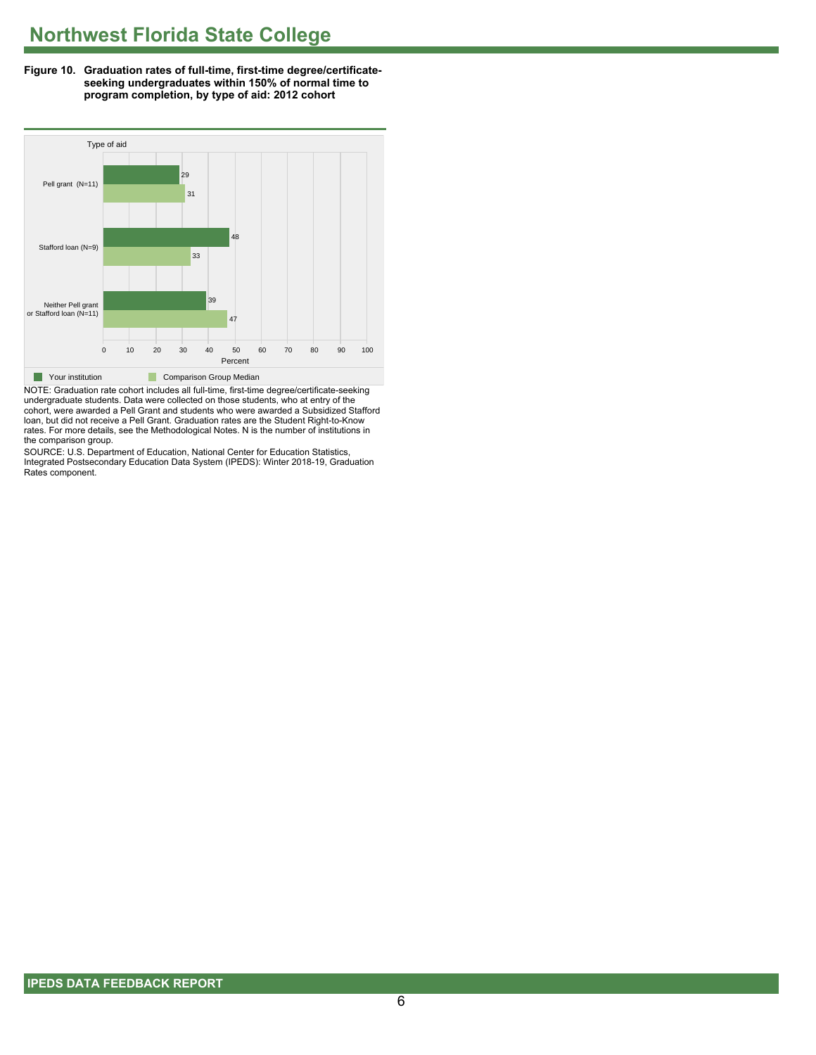# Northwest Florida State College

**Figure 10. Graduation rates of full-time, first-time degree/certificate-seeking undergraduates within 150% of normal time to program completion, by type of aid: 2012 cohort**

| Type of aid | Your institution | Comparison Group Median |
|---|---|---|
| Pell grant (N=11) | 29 | 31 |
| Stafford loan (N=9) | 48 | 33 |
| Neither Pell grant or Stafford loan (N=11) | 39 | 47 |

NOTE: Graduation rate cohort includes all full-time, first-time degree/certificate-seeking undergraduate students. Data were collected on those students, who at entry of the cohort, were awarded a Pell Grant and students who were awarded a Subsidized Stafford loan, but did not receive a Pell Grant. Graduation rates are the Student Right-to-Know rates. For more details, see the Methodological Notes. N is the number of institutions in the comparison group.

SOURCE: U.S. Department of Education, National Center for Education Statistics, Integrated Postsecondary Education Data System (IPEDS): Winter 2018-19, Graduation Rates component.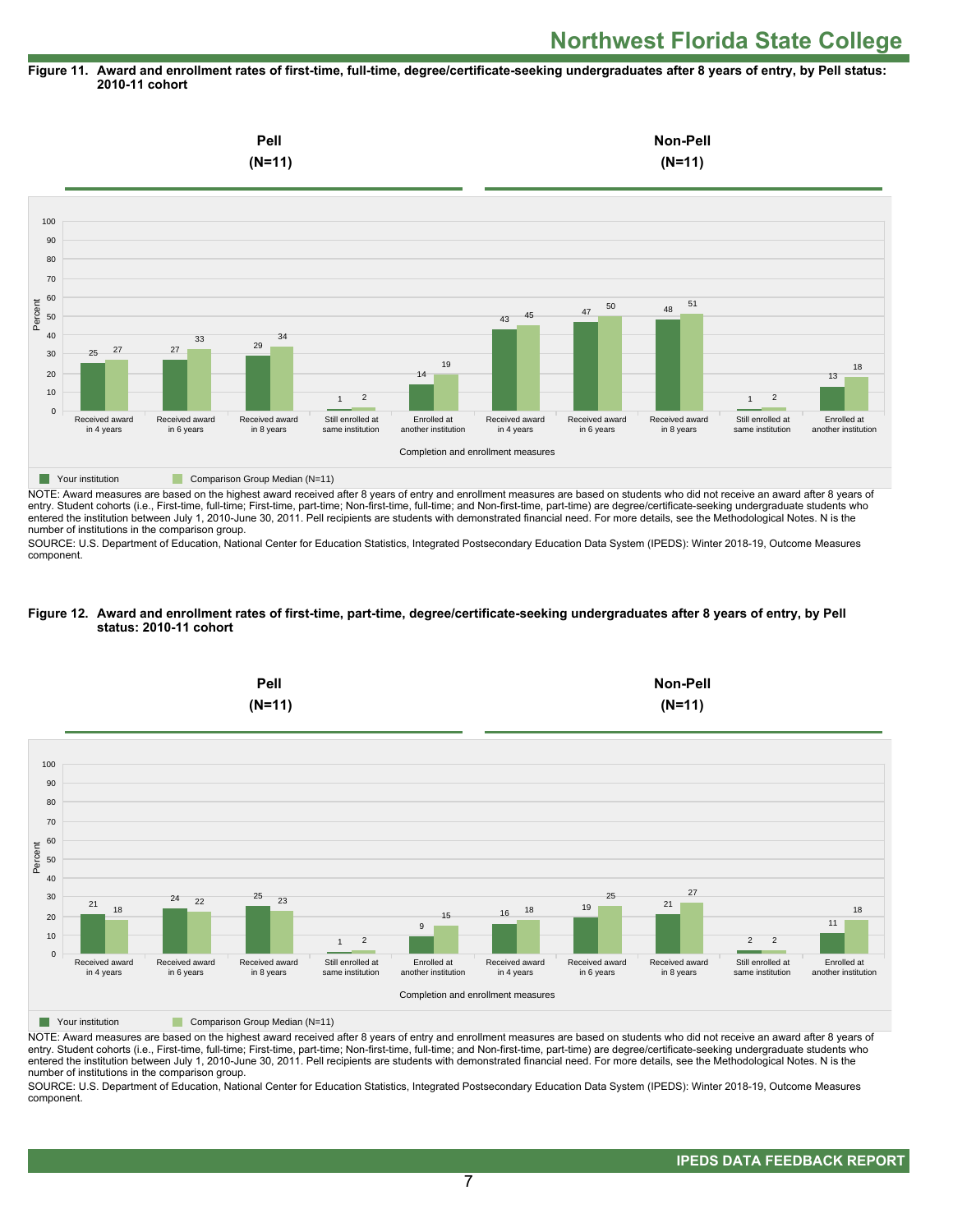# Northwest Florida State College

**Figure 11. Award and enrollment rates of first-time, full-time, degree/certificate-seeking undergraduates after 8 years of entry, by Pell status: 2010-11 cohort**

| Completion and enrollment measures | Your institution | Comparison Group Median (N=11) |
|---|---|---|
| **Pell (N=11)** | | |
| Received award in 4 years | 25 | 27 |
| Received award in 6 years | 27 | 33 |
| Received award in 8 years | 29 | 34 |
| Still enrolled at same institution | 1 | 2 |
| Enrolled at another institution | 14 | 19 |
| **Non-Pell (N=11)** | | |
| Received award in 4 years | 43 | 45 |
| Received award in 6 years | 47 | 50 |
| Received award in 8 years | 48 | 51 |
| Still enrolled at same institution | 1 | 2 |
| Enrolled at another institution | 13 | 18 |

NOTE: Award measures are based on the highest award received after 8 years of entry and enrollment measures are based on students who did not receive an award after 8 years of entry. Student cohorts (i.e., First-time, full-time; First-time, part-time; Non-first-time, full-time; and Non-first-time, part-time) are degree/certificate-seeking undergraduate students who entered the institution between July 1, 2010-June 30, 2011. Pell recipients are students with demonstrated financial need. For more details, see the Methodological Notes. N is the number of institutions in the comparison group.

SOURCE: U.S. Department of Education, National Center for Education Statistics, Integrated Postsecondary Education Data System (IPEDS): Winter 2018-19, Outcome Measures component.

**Figure 12. Award and enrollment rates of first-time, part-time, degree/certificate-seeking undergraduates after 8 years of entry, by Pell status: 2010-11 cohort**

| Completion and enrollment measures | Your institution | Comparison Group Median (N=11) |
|---|---|---|
| **Pell (N=11)** | | |
| Received award in 4 years | 21 | 18 |
| Received award in 6 years | 24 | 22 |
| Received award in 8 years | 25 | 23 |
| Still enrolled at same institution | 1 | 2 |
| Enrolled at another institution | 9 | 15 |
| **Non-Pell (N=11)** | | |
| Received award in 4 years | 16 | 18 |
| Received award in 6 years | 19 | 25 |
| Received award in 8 years | 21 | 27 |
| Still enrolled at same institution | 2 | 2 |
| Enrolled at another institution | 11 | 18 |

NOTE: Award measures are based on the highest award received after 8 years of entry and enrollment measures are based on students who did not receive an award after 8 years of entry. Student cohorts (i.e., First-time, full-time; First-time, part-time; Non-first-time, full-time; and Non-first-time, part-time) are degree/certificate-seeking undergraduate students who entered the institution between July 1, 2010-June 30, 2011. Pell recipients are students with demonstrated financial need. For more details, see the Methodological Notes. N is the number of institutions in the comparison group.

SOURCE: U.S. Department of Education, National Center for Education Statistics, Integrated Postsecondary Education Data System (IPEDS): Winter 2018-19, Outcome Measures component.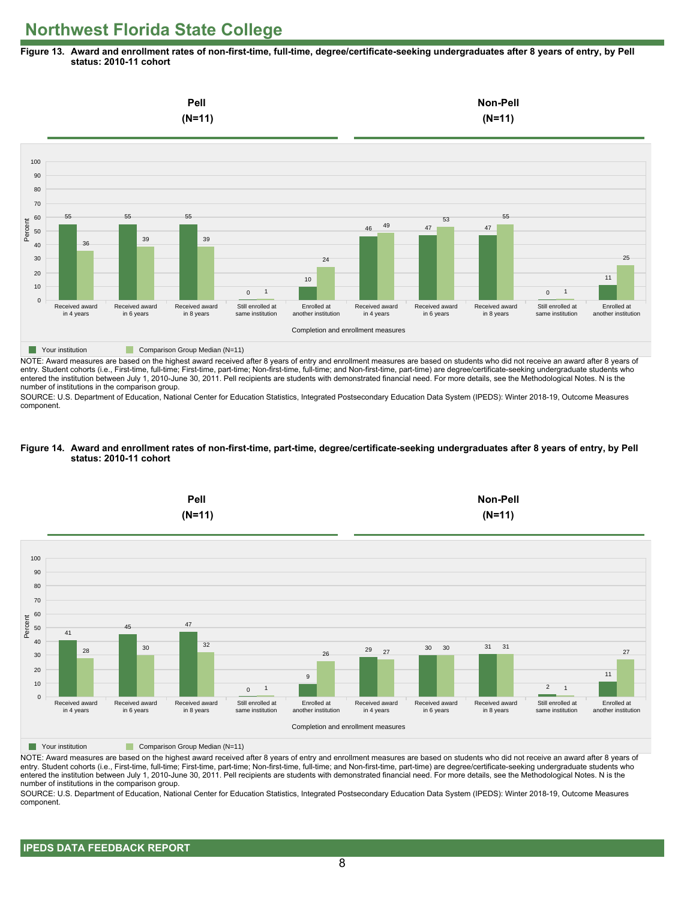# Northwest Florida State College

**Figure 13. Award and enrollment rates of non-first-time, full-time, degree/certificate-seeking undergraduates after 8 years of entry, by Pell status: 2010-11 cohort**

| | Pell (N=11) | | | | | Non-Pell (N=11) | | | | |
|---|---|---|---|---|---|---|---|---|---|---|
| Completion and enrollment measures | Received award in 4 years | Received award in 6 years | Received award in 8 years | Still enrolled at same institution | Enrolled at another institution | Received award in 4 years | Received award in 6 years | Received award in 8 years | Still enrolled at same institution | Enrolled at another institution |
| Your institution | 55 | 55 | 55 | 0 | 10 | 46 | 47 | 47 | 0 | 11 |
| Comparison Group Median (N=11) | 36 | 39 | 39 | 1 | 24 | 49 | 53 | 55 | 1 | 25 |

NOTE: Award measures are based on the highest award received after 8 years of entry and enrollment measures are based on students who did not receive an award after 8 years of entry. Student cohorts (i.e., First-time, full-time; First-time, part-time; Non-first-time, full-time; and Non-first-time, part-time) are degree/certificate-seeking undergraduate students who entered the institution between July 1, 2010-June 30, 2011. Pell recipients are students with demonstrated financial need. For more details, see the Methodological Notes. N is the number of institutions in the comparison group.

SOURCE: U.S. Department of Education, National Center for Education Statistics, Integrated Postsecondary Education Data System (IPEDS): Winter 2018-19, Outcome Measures component.

**Figure 14. Award and enrollment rates of non-first-time, part-time, degree/certificate-seeking undergraduates after 8 years of entry, by Pell status: 2010-11 cohort**

| | Pell (N=11) | | | | | Non-Pell (N=11) | | | | |
|---|---|---|---|---|---|---|---|---|---|---|
| Completion and enrollment measures | Received award in 4 years | Received award in 6 years | Received award in 8 years | Still enrolled at same institution | Enrolled at another institution | Received award in 4 years | Received award in 6 years | Received award in 8 years | Still enrolled at same institution | Enrolled at another institution |
| Your institution | 41 | 45 | 47 | 0 | 9 | 29 | 30 | 31 | 2 | 11 |
| Comparison Group Median (N=11) | 28 | 30 | 32 | 1 | 26 | 27 | 30 | 31 | 1 | 27 |

NOTE: Award measures are based on the highest award received after 8 years of entry and enrollment measures are based on students who did not receive an award after 8 years of entry. Student cohorts (i.e., First-time, full-time; First-time, part-time; Non-first-time, full-time; and Non-first-time, part-time) are degree/certificate-seeking undergraduate students who entered the institution between July 1, 2010-June 30, 2011. Pell recipients are students with demonstrated financial need. For more details, see the Methodological Notes. N is the number of institutions in the comparison group.

SOURCE: U.S. Department of Education, National Center for Education Statistics, Integrated Postsecondary Education Data System (IPEDS): Winter 2018-19, Outcome Measures component.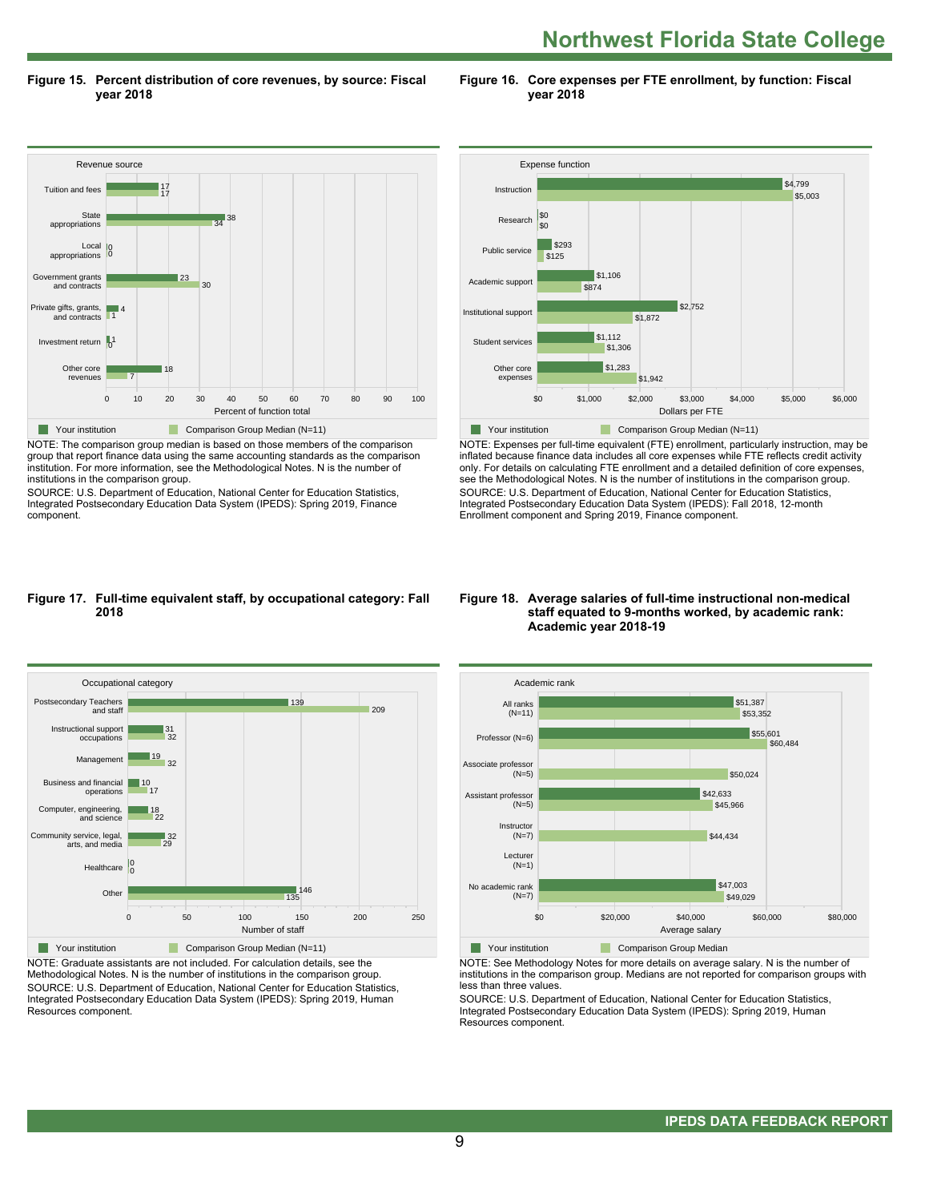# Northwest Florida State College

**Figure 15. Percent distribution of core revenues, by source: Fiscal year 2018**

| Revenue source | Your institution | Comparison Group Median (N=11) |
| --- | --- | --- |
| Tuition and fees | 17 | 17 |
| State appropriations | 38 | 34 |
| Local appropriations | 0 | 0 |
| Government grants and contracts | 23 | 30 |
| Private gifts, grants, and contracts | 4 | 1 |
| Investment return | 1 | 0 |
| Other core revenues | 18 | 7 |

Percent of function total

NOTE: The comparison group median is based on those members of the comparison group that report finance data using the same accounting standards as the comparison institution. For more information, see the Methodological Notes. N is the number of institutions in the comparison group.
SOURCE: U.S. Department of Education, National Center for Education Statistics, Integrated Postsecondary Education Data System (IPEDS): Spring 2019, Finance component.

**Figure 16. Core expenses per FTE enrollment, by function: Fiscal year 2018**

| Expense function | Your institution | Comparison Group Median (N=11) |
| --- | --- | --- |
| Instruction | $4,799 | $5,003 |
| Research | $0 | $0 |
| Public service | $293 | $125 |
| Academic support | $1,106 | $874 |
| Institutional support | $2,752 | $1,872 |
| Student services | $1,112 | $1,306 |
| Other core expenses | $1,283 | $1,942 |

Dollars per FTE

NOTE: Expenses per full-time equivalent (FTE) enrollment, particularly instruction, may be inflated because finance data includes all core expenses while FTE reflects credit activity only. For details on calculating FTE enrollment and a detailed definition of core expenses, see the Methodological Notes. N is the number of institutions in the comparison group.
SOURCE: U.S. Department of Education, National Center for Education Statistics, Integrated Postsecondary Education Data System (IPEDS): Fall 2018, 12-month Enrollment component and Spring 2019, Finance component.

**Figure 17. Full-time equivalent staff, by occupational category: Fall 2018**

| Occupational category | Your institution | Comparison Group Median (N=11) |
| --- | --- | --- |
| Postsecondary Teachers and staff | 139 | 209 |
| Instructional support occupations | 31 | 32 |
| Management | 19 | 32 |
| Business and financial operations | 10 | 17 |
| Computer, engineering, and science | 18 | 22 |
| Community service, legal, arts, and media | 32 | 29 |
| Healthcare | 0 | 0 |
| Other | 146 | 135 |

Number of staff

NOTE: Graduate assistants are not included. For calculation details, see the Methodological Notes. N is the number of institutions in the comparison group.
SOURCE: U.S. Department of Education, National Center for Education Statistics, Integrated Postsecondary Education Data System (IPEDS): Spring 2019, Human Resources component.

**Figure 18. Average salaries of full-time instructional non-medical staff equated to 9-months worked, by academic rank: Academic year 2018-19**

| Academic rank | Your institution | Comparison Group Median |
| --- | --- | --- |
| All ranks (N=11) | $51,387 | $53,352 |
| Professor (N=6) | $55,601 | $60,484 |
| Associate professor (N=5) | | $50,024 |
| Assistant professor (N=5) | $42,633 | $45,966 |
| Instructor (N=7) | | $44,434 |
| Lecturer (N=1) | | |
| No academic rank (N=7) | $47,003 | $49,029 |

Average salary

NOTE: See Methodology Notes for more details on average salary. N is the number of institutions in the comparison group. Medians are not reported for comparison groups with less than three values.
SOURCE: U.S. Department of Education, National Center for Education Statistics, Integrated Postsecondary Education Data System (IPEDS): Spring 2019, Human Resources component.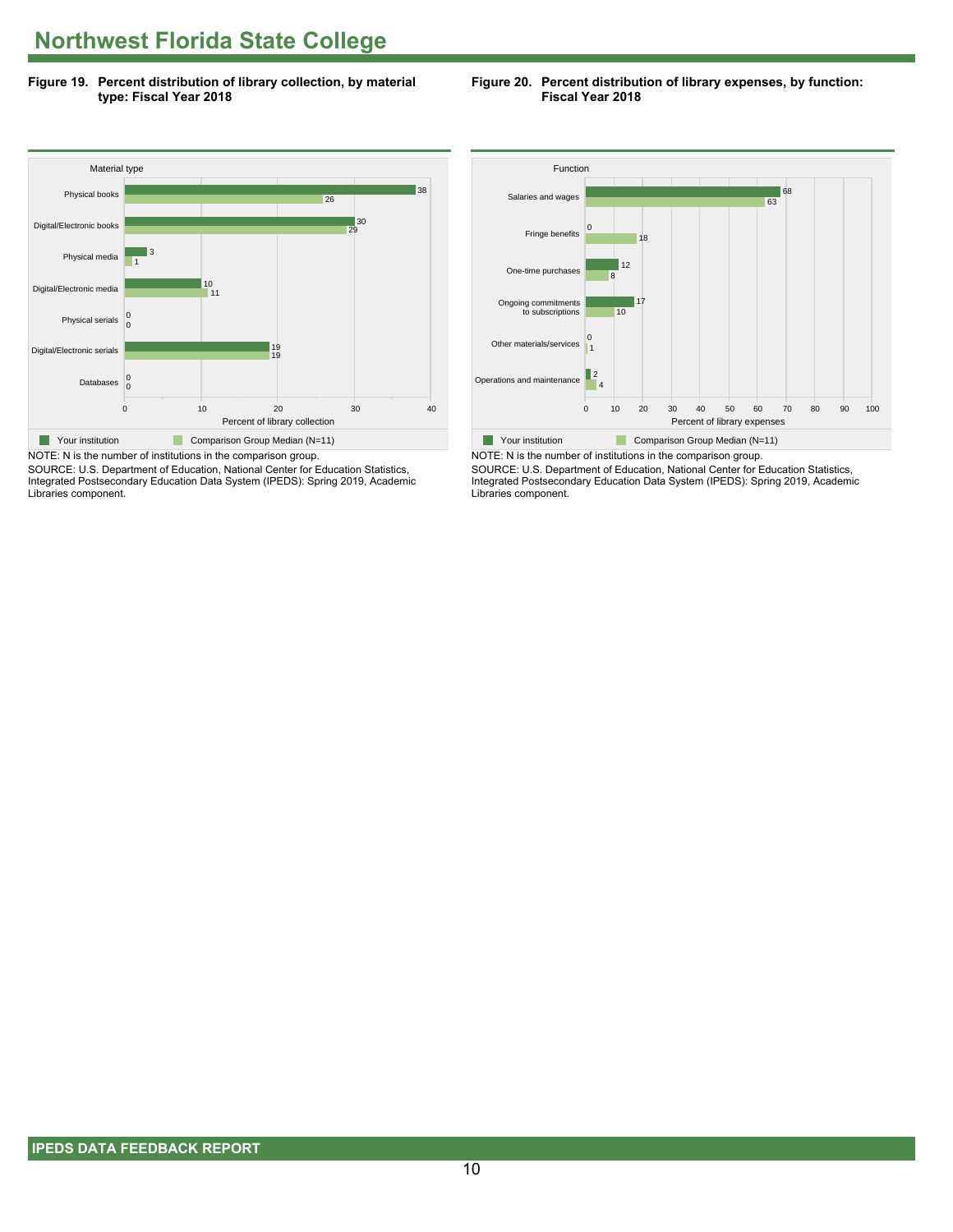# Northwest Florida State College

**Figure 19. Percent distribution of library collection, by material type: Fiscal Year 2018**

| Material type | Your institution | Comparison Group Median (N=11) |
|---|---|---|
| Physical books | 38 | 26 |
| Digital/Electronic books | 30 | 29 |
| Physical media | 3 | 1 |
| Digital/Electronic media | 10 | 11 |
| Physical serials | 0 | 0 |
| Digital/Electronic serials | 19 | 19 |
| Databases | 0 | 0 |

Percent of library collection

NOTE: N is the number of institutions in the comparison group.
SOURCE: U.S. Department of Education, National Center for Education Statistics, Integrated Postsecondary Education Data System (IPEDS): Spring 2019, Academic Libraries component.

**Figure 20. Percent distribution of library expenses, by function: Fiscal Year 2018**

| Function | Your institution | Comparison Group Median (N=11) |
|---|---|---|
| Salaries and wages | 68 | 63 |
| Fringe benefits | 0 | 18 |
| One-time purchases | 12 | 8 |
| Ongoing commitments to subscriptions | 17 | 10 |
| Other materials/services | 0 | 1 |
| Operations and maintenance | 2 | 4 |

Percent of library expenses

NOTE: N is the number of institutions in the comparison group.
SOURCE: U.S. Department of Education, National Center for Education Statistics, Integrated Postsecondary Education Data System (IPEDS): Spring 2019, Academic Libraries component.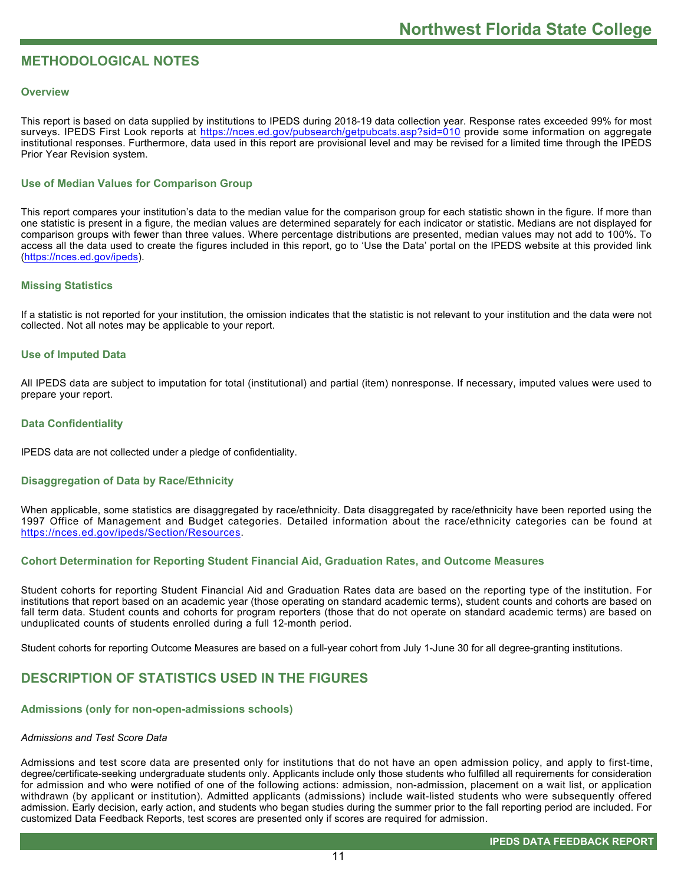## METHODOLOGICAL NOTES

### Overview

This report is based on data supplied by institutions to IPEDS during 2018-19 data collection year. Response rates exceeded 99% for most surveys. IPEDS First Look reports at https://nces.ed.gov/pubsearch/getpubcats.asp?sid=010 provide some information on aggregate institutional responses. Furthermore, data used in this report are provisional level and may be revised for a limited time through the IPEDS Prior Year Revision system.

### Use of Median Values for Comparison Group

This report compares your institution's data to the median value for the comparison group for each statistic shown in the figure. If more than one statistic is present in a figure, the median values are determined separately for each indicator or statistic. Medians are not displayed for comparison groups with fewer than three values. Where percentage distributions are presented, median values may not add to 100%. To access all the data used to create the figures included in this report, go to 'Use the Data' portal on the IPEDS website at this provided link (https://nces.ed.gov/ipeds).

### Missing Statistics

If a statistic is not reported for your institution, the omission indicates that the statistic is not relevant to your institution and the data were not collected. Not all notes may be applicable to your report.

### Use of Imputed Data

All IPEDS data are subject to imputation for total (institutional) and partial (item) nonresponse. If necessary, imputed values were used to prepare your report.

### Data Confidentiality

IPEDS data are not collected under a pledge of confidentiality.

### Disaggregation of Data by Race/Ethnicity

When applicable, some statistics are disaggregated by race/ethnicity. Data disaggregated by race/ethnicity have been reported using the 1997 Office of Management and Budget categories. Detailed information about the race/ethnicity categories can be found at https://nces.ed.gov/ipeds/Section/Resources.

### Cohort Determination for Reporting Student Financial Aid, Graduation Rates, and Outcome Measures

Student cohorts for reporting Student Financial Aid and Graduation Rates data are based on the reporting type of the institution. For institutions that report based on an academic year (those operating on standard academic terms), student counts and cohorts are based on fall term data. Student counts and cohorts for program reporters (those that do not operate on standard academic terms) are based on unduplicated counts of students enrolled during a full 12-month period.

Student cohorts for reporting Outcome Measures are based on a full-year cohort from July 1-June 30 for all degree-granting institutions.

## DESCRIPTION OF STATISTICS USED IN THE FIGURES

### Admissions (only for non-open-admissions schools)

*Admissions and Test Score Data*

Admissions and test score data are presented only for institutions that do not have an open admission policy, and apply to first-time, degree/certificate-seeking undergraduate students only. Applicants include only those students who fulfilled all requirements for consideration for admission and who were notified of one of the following actions: admission, non-admission, placement on a wait list, or application withdrawn (by applicant or institution). Admitted applicants (admissions) include wait-listed students who were subsequently offered admission. Early decision, early action, and students who began studies during the summer prior to the fall reporting period are included. For customized Data Feedback Reports, test scores are presented only if scores are required for admission.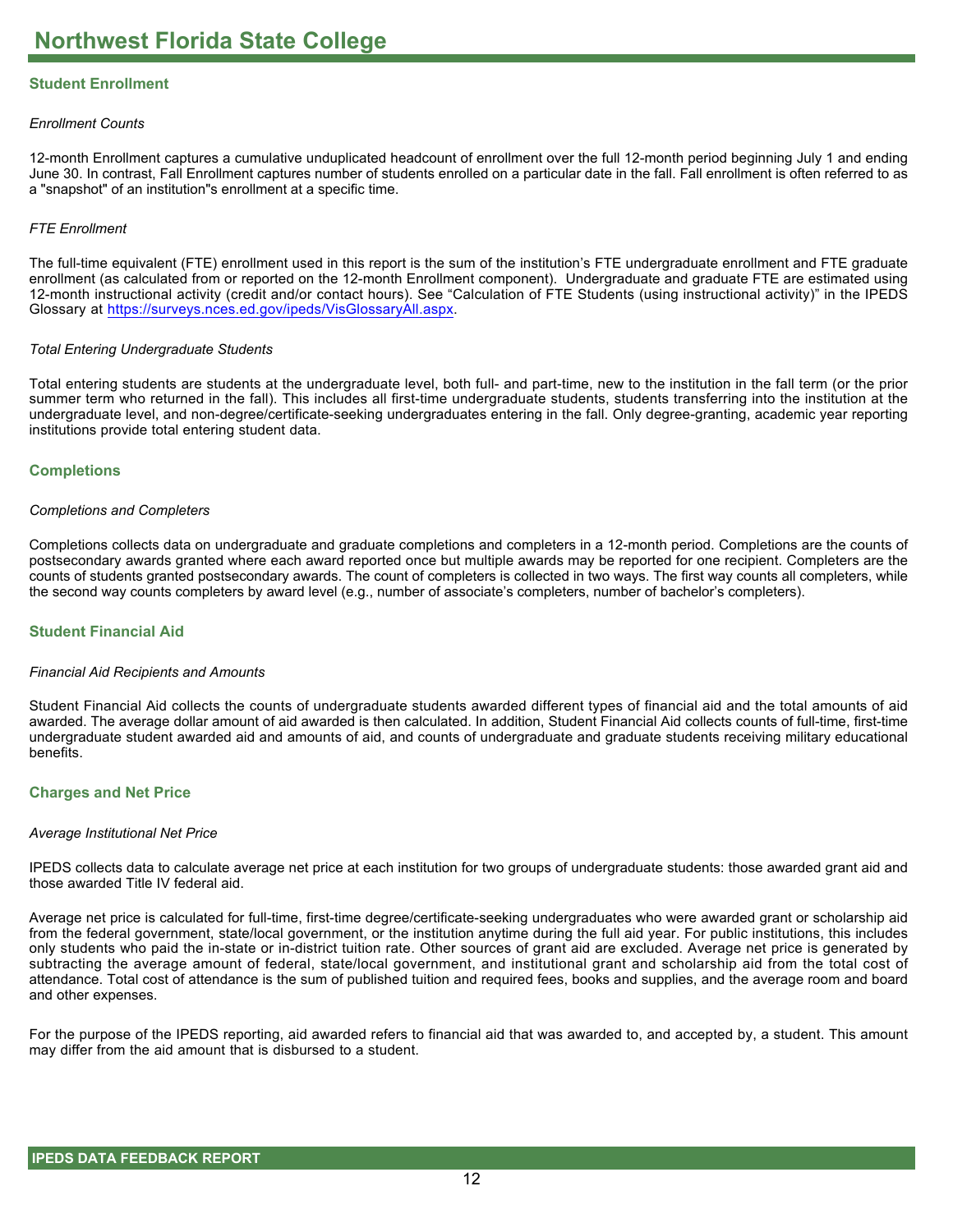# Northwest Florida State College

## Student Enrollment

*Enrollment Counts*

12-month Enrollment captures a cumulative unduplicated headcount of enrollment over the full 12-month period beginning July 1 and ending June 30. In contrast, Fall Enrollment captures number of students enrolled on a particular date in the fall. Fall enrollment is often referred to as a "snapshot" of an institution"s enrollment at a specific time.

*FTE Enrollment*

The full-time equivalent (FTE) enrollment used in this report is the sum of the institution's FTE undergraduate enrollment and FTE graduate enrollment (as calculated from or reported on the 12-month Enrollment component). Undergraduate and graduate FTE are estimated using 12-month instructional activity (credit and/or contact hours). See "Calculation of FTE Students (using instructional activity)" in the IPEDS Glossary at https://surveys.nces.ed.gov/ipeds/VisGlossaryAll.aspx.

*Total Entering Undergraduate Students*

Total entering students are students at the undergraduate level, both full- and part-time, new to the institution in the fall term (or the prior summer term who returned in the fall). This includes all first-time undergraduate students, students transferring into the institution at the undergraduate level, and non-degree/certificate-seeking undergraduates entering in the fall. Only degree-granting, academic year reporting institutions provide total entering student data.

## Completions

*Completions and Completers*

Completions collects data on undergraduate and graduate completions and completers in a 12-month period. Completions are the counts of postsecondary awards granted where each award reported once but multiple awards may be reported for one recipient. Completers are the counts of students granted postsecondary awards. The count of completers is collected in two ways. The first way counts all completers, while the second way counts completers by award level (e.g., number of associate's completers, number of bachelor's completers).

## Student Financial Aid

*Financial Aid Recipients and Amounts*

Student Financial Aid collects the counts of undergraduate students awarded different types of financial aid and the total amounts of aid awarded. The average dollar amount of aid awarded is then calculated. In addition, Student Financial Aid collects counts of full-time, first-time undergraduate student awarded aid and amounts of aid, and counts of undergraduate and graduate students receiving military educational benefits.

## Charges and Net Price

*Average Institutional Net Price*

IPEDS collects data to calculate average net price at each institution for two groups of undergraduate students: those awarded grant aid and those awarded Title IV federal aid.

Average net price is calculated for full-time, first-time degree/certificate-seeking undergraduates who were awarded grant or scholarship aid from the federal government, state/local government, or the institution anytime during the full aid year. For public institutions, this includes only students who paid the in-state or in-district tuition rate. Other sources of grant aid are excluded. Average net price is generated by subtracting the average amount of federal, state/local government, and institutional grant and scholarship aid from the total cost of attendance. Total cost of attendance is the sum of published tuition and required fees, books and supplies, and the average room and board and other expenses.

For the purpose of the IPEDS reporting, aid awarded refers to financial aid that was awarded to, and accepted by, a student. This amount may differ from the aid amount that is disbursed to a student.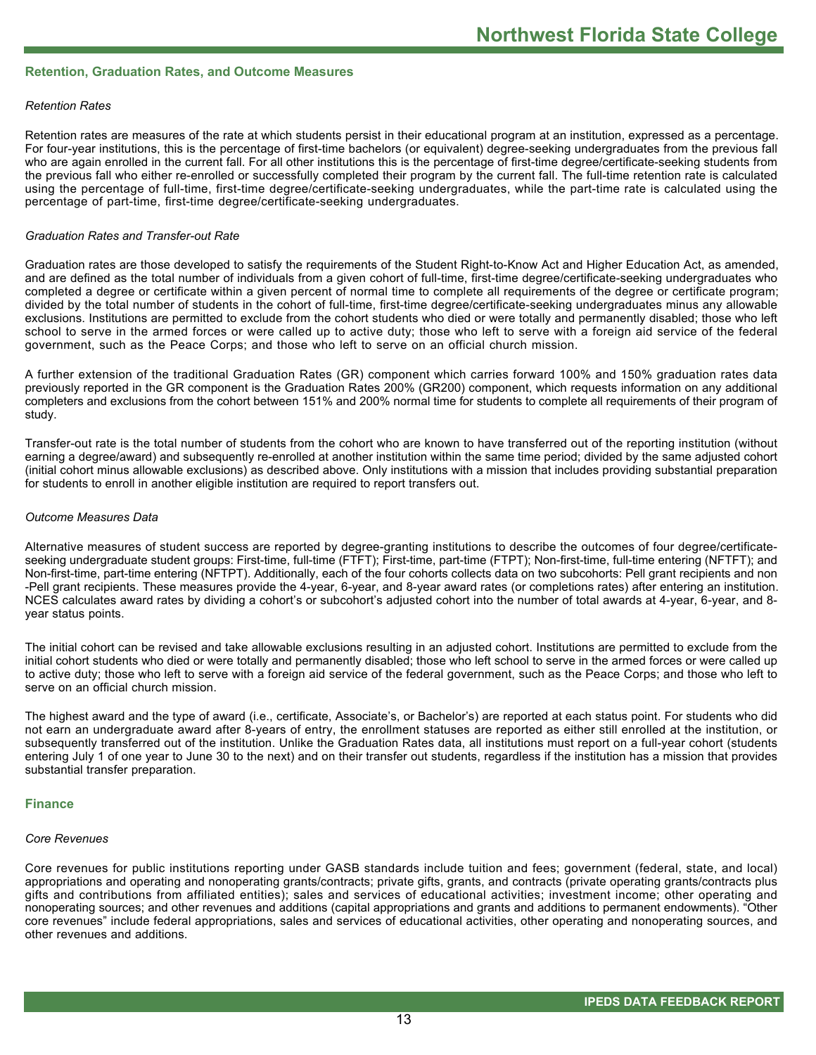## Retention, Graduation Rates, and Outcome Measures

*Retention Rates*

Retention rates are measures of the rate at which students persist in their educational program at an institution, expressed as a percentage. For four-year institutions, this is the percentage of first-time bachelors (or equivalent) degree-seeking undergraduates from the previous fall who are again enrolled in the current fall. For all other institutions this is the percentage of first-time degree/certificate-seeking students from the previous fall who either re-enrolled or successfully completed their program by the current fall. The full-time retention rate is calculated using the percentage of full-time, first-time degree/certificate-seeking undergraduates, while the part-time rate is calculated using the percentage of part-time, first-time degree/certificate-seeking undergraduates.

*Graduation Rates and Transfer-out Rate*

Graduation rates are those developed to satisfy the requirements of the Student Right-to-Know Act and Higher Education Act, as amended, and are defined as the total number of individuals from a given cohort of full-time, first-time degree/certificate-seeking undergraduates who completed a degree or certificate within a given percent of normal time to complete all requirements of the degree or certificate program; divided by the total number of students in the cohort of full-time, first-time degree/certificate-seeking undergraduates minus any allowable exclusions. Institutions are permitted to exclude from the cohort students who died or were totally and permanently disabled; those who left school to serve in the armed forces or were called up to active duty; those who left to serve with a foreign aid service of the federal government, such as the Peace Corps; and those who left to serve on an official church mission.

A further extension of the traditional Graduation Rates (GR) component which carries forward 100% and 150% graduation rates data previously reported in the GR component is the Graduation Rates 200% (GR200) component, which requests information on any additional completers and exclusions from the cohort between 151% and 200% normal time for students to complete all requirements of their program of study.

Transfer-out rate is the total number of students from the cohort who are known to have transferred out of the reporting institution (without earning a degree/award) and subsequently re-enrolled at another institution within the same time period; divided by the same adjusted cohort (initial cohort minus allowable exclusions) as described above. Only institutions with a mission that includes providing substantial preparation for students to enroll in another eligible institution are required to report transfers out.

*Outcome Measures Data*

Alternative measures of student success are reported by degree-granting institutions to describe the outcomes of four degree/certificate-seeking undergraduate student groups: First-time, full-time (FTFT); First-time, part-time (FTPT); Non-first-time, full-time entering (NFTFT); and Non-first-time, part-time entering (NFTPT). Additionally, each of the four cohorts collects data on two subcohorts: Pell grant recipients and non-Pell grant recipients. These measures provide the 4-year, 6-year, and 8-year award rates (or completions rates) after entering an institution. NCES calculates award rates by dividing a cohort's or subcohort's adjusted cohort into the number of total awards at 4-year, 6-year, and 8-year status points.

The initial cohort can be revised and take allowable exclusions resulting in an adjusted cohort. Institutions are permitted to exclude from the initial cohort students who died or were totally and permanently disabled; those who left school to serve in the armed forces or were called up to active duty; those who left to serve with a foreign aid service of the federal government, such as the Peace Corps; and those who left to serve on an official church mission.

The highest award and the type of award (i.e., certificate, Associate's, or Bachelor's) are reported at each status point. For students who did not earn an undergraduate award after 8-years of entry, the enrollment statuses are reported as either still enrolled at the institution, or subsequently transferred out of the institution. Unlike the Graduation Rates data, all institutions must report on a full-year cohort (students entering July 1 of one year to June 30 to the next) and on their transfer out students, regardless if the institution has a mission that provides substantial transfer preparation.

## Finance

*Core Revenues*

Core revenues for public institutions reporting under GASB standards include tuition and fees; government (federal, state, and local) appropriations and operating and nonoperating grants/contracts; private gifts, grants, and contracts (private operating grants/contracts plus gifts and contributions from affiliated entities); sales and services of educational activities; investment income; other operating and nonoperating sources; and other revenues and additions (capital appropriations and grants and additions to permanent endowments). "Other core revenues" include federal appropriations, sales and services of educational activities, other operating and nonoperating sources, and other revenues and additions.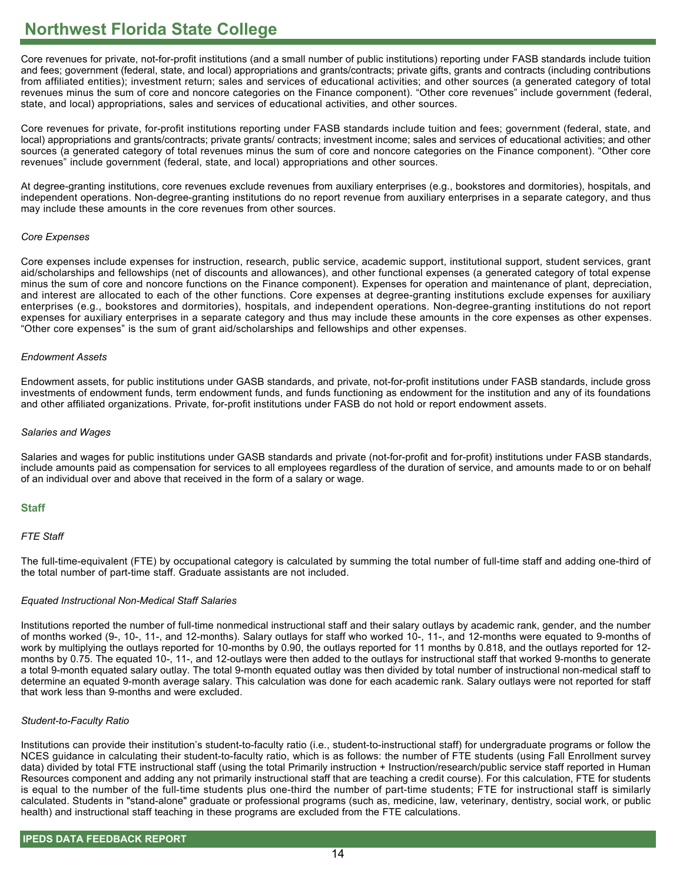Core revenues for private, not-for-profit institutions (and a small number of public institutions) reporting under FASB standards include tuition and fees; government (federal, state, and local) appropriations and grants/contracts; private gifts, grants and contracts (including contributions from affiliated entities); investment return; sales and services of educational activities; and other sources (a generated category of total revenues minus the sum of core and noncore categories on the Finance component). "Other core revenues" include government (federal, state, and local) appropriations, sales and services of educational activities, and other sources.

Core revenues for private, for-profit institutions reporting under FASB standards include tuition and fees; government (federal, state, and local) appropriations and grants/contracts; private grants/ contracts; investment income; sales and services of educational activities; and other sources (a generated category of total revenues minus the sum of core and noncore categories on the Finance component). "Other core revenues" include government (federal, state, and local) appropriations and other sources.

At degree-granting institutions, core revenues exclude revenues from auxiliary enterprises (e.g., bookstores and dormitories), hospitals, and independent operations. Non-degree-granting institutions do no report revenue from auxiliary enterprises in a separate category, and thus may include these amounts in the core revenues from other sources.

*Core Expenses*

Core expenses include expenses for instruction, research, public service, academic support, institutional support, student services, grant aid/scholarships and fellowships (net of discounts and allowances), and other functional expenses (a generated category of total expense minus the sum of core and noncore functions on the Finance component). Expenses for operation and maintenance of plant, depreciation, and interest are allocated to each of the other functions. Core expenses at degree-granting institutions exclude expenses for auxiliary enterprises (e.g., bookstores and dormitories), hospitals, and independent operations. Non-degree-granting institutions do not report expenses for auxiliary enterprises in a separate category and thus may include these amounts in the core expenses as other expenses. "Other core expenses" is the sum of grant aid/scholarships and fellowships and other expenses.

*Endowment Assets*

Endowment assets, for public institutions under GASB standards, and private, not-for-profit institutions under FASB standards, include gross investments of endowment funds, term endowment funds, and funds functioning as endowment for the institution and any of its foundations and other affiliated organizations. Private, for-profit institutions under FASB do not hold or report endowment assets.

*Salaries and Wages*

Salaries and wages for public institutions under GASB standards and private (not-for-profit and for-profit) institutions under FASB standards, include amounts paid as compensation for services to all employees regardless of the duration of service, and amounts made to or on behalf of an individual over and above that received in the form of a salary or wage.

## Staff

*FTE Staff*

The full-time-equivalent (FTE) by occupational category is calculated by summing the total number of full-time staff and adding one-third of the total number of part-time staff. Graduate assistants are not included.

*Equated Instructional Non-Medical Staff Salaries*

Institutions reported the number of full-time nonmedical instructional staff and their salary outlays by academic rank, gender, and the number of months worked (9-, 10-, 11-, and 12-months). Salary outlays for staff who worked 10-, 11-, and 12-months were equated to 9-months of work by multiplying the outlays reported for 10-months by 0.90, the outlays reported for 11 months by 0.818, and the outlays reported for 12-months by 0.75. The equated 10-, 11-, and 12-outlays were then added to the outlays for instructional staff that worked 9-months to generate a total 9-month equated salary outlay. The total 9-month equated outlay was then divided by total number of instructional non-medical staff to determine an equated 9-month average salary. This calculation was done for each academic rank. Salary outlays were not reported for staff that work less than 9-months and were excluded.

*Student-to-Faculty Ratio*

Institutions can provide their institution's student-to-faculty ratio (i.e., student-to-instructional staff) for undergraduate programs or follow the NCES guidance in calculating their student-to-faculty ratio, which is as follows: the number of FTE students (using Fall Enrollment survey data) divided by total FTE instructional staff (using the total Primarily instruction + Instruction/research/public service staff reported in Human Resources component and adding any not primarily instructional staff that are teaching a credit course). For this calculation, FTE for students is equal to the number of the full-time students plus one-third the number of part-time students; FTE for instructional staff is similarly calculated. Students in "stand-alone" graduate or professional programs (such as, medicine, law, veterinary, dentistry, social work, or public health) and instructional staff teaching in these programs are excluded from the FTE calculations.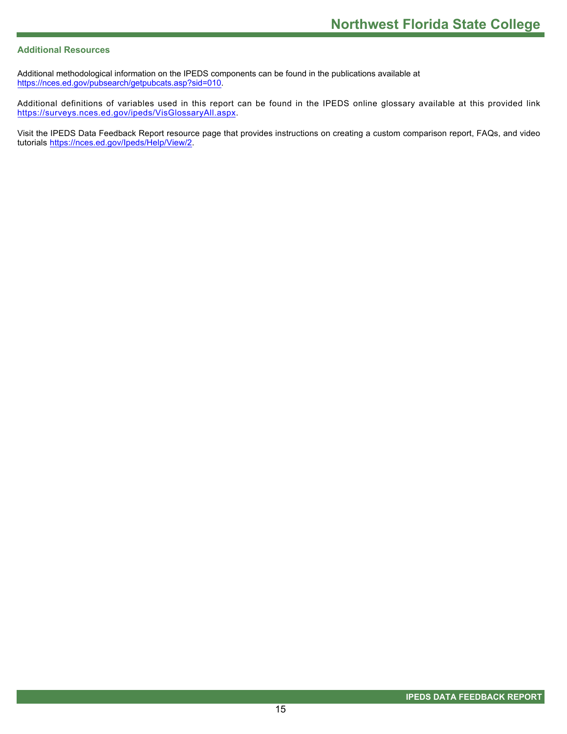## Additional Resources

Additional methodological information on the IPEDS components can be found in the publications available at https://nces.ed.gov/pubsearch/getpubcats.asp?sid=010.

Additional definitions of variables used in this report can be found in the IPEDS online glossary available at this provided link https://surveys.nces.ed.gov/ipeds/VisGlossaryAll.aspx.

Visit the IPEDS Data Feedback Report resource page that provides instructions on creating a custom comparison report, FAQs, and video tutorials https://nces.ed.gov/Ipeds/Help/View/2.